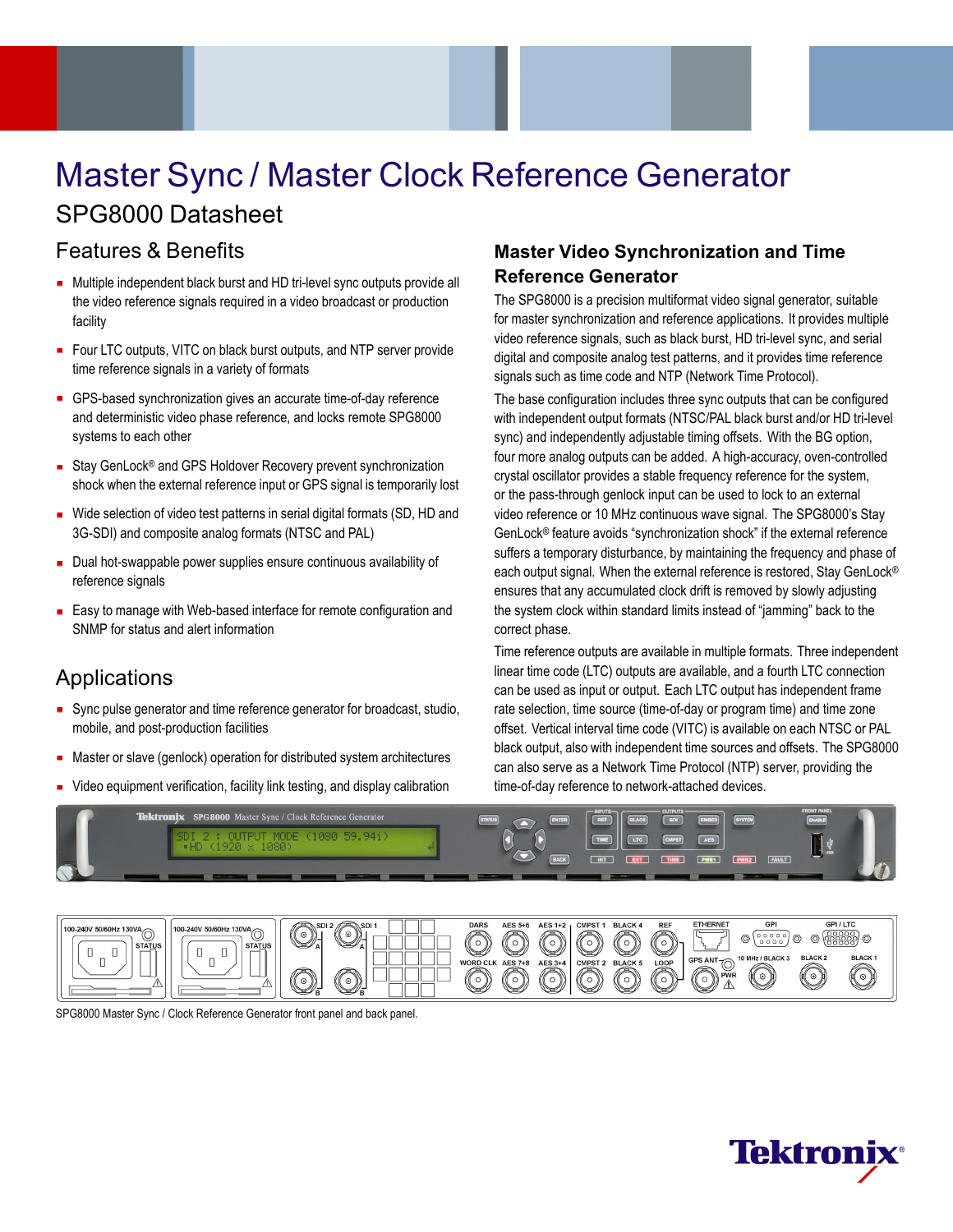# Master Sync / Master Clock Reference Generator

## SPG8000 Datasheet

### Features & Benefits

- Multiple independent black burst and HD tri-level sync outputs provide all the video reference signals required in a video broadcast or production facility
- Four LTC outputs, VITC on black burst outputs, and NTP server provide time reference signals in a variety of formats
- GPS-based synchronization gives an accurate time-of-day reference and deterministic video phase reference, and locks remote SPG8000 systems to each other
- Stay GenLock® and GPS Holdover Recovery prevent synchronization shock when the external reference input or GPS signal is temporarily lost
- Wide selection of video test patterns in serial digital formats (SD, HD and 3G-SDI) and composite analog formats (NTSC and PAL)
- Dual hot-swappable power supplies ensure continuous availability of reference signals
- Easy to manage with Web-based interface for remote configuration and SNMP for status and alert information

### Applications

- Sync pulse generator and time reference generator for broadcast, studio, mobile, and post-production facilities
- Master or slave (genlock) operation for distributed system architectures
- Video equipment verification, facility link testing, and display calibration

### Master Video Synchronization and Time Reference Generator

The SPG8000 is a precision multiformat video signal generator, suitable for master synchronization and reference applications. It provides multiple video reference signals, such as black burst, HD tri-level sync, and serial digital and composite analog test patterns, and it provides time reference signals such as time code and NTP (Network Time Protocol).

The base configuration includes three sync outputs that can be configured with independent output formats (NTSC/PAL black burst and/or HD tri-level sync) and independently adjustable timing offsets. With the BG option, four more analog outputs can be added. A high-accuracy, oven-controlled crystal oscillator provides a stable frequency reference for the system, or the pass-through genlock input can be used to lock to an external video reference or 10 MHz continuous wave signal. The SPG8000's Stay GenLock® feature avoids "synchronization shock" if the external reference suffers a temporary disturbance, by maintaining the frequency and phase of each output signal. When the external reference is restored, Stay GenLock® ensures that any accumulated clock drift is removed by slowly adjusting the system clock within standard limits instead of "jamming" back to the correct phase.

Time reference outputs are available in multiple formats. Three independent linear time code (LTC) outputs are available, and a fourth LTC connection can be used as input or output. Each LTC output has independent frame rate selection, time source (time-of-day or program time) and time zone offset. Vertical interval time code (VITC) is available on each NTSC or PAL black output, also with independent time sources and offsets. The SPG8000 can also serve as a Network Time Protocol (NTP) server, providing the time-of-day reference to network-attached devices.

SPG8000 Master Sync / Clock Reference Generator front panel and back panel.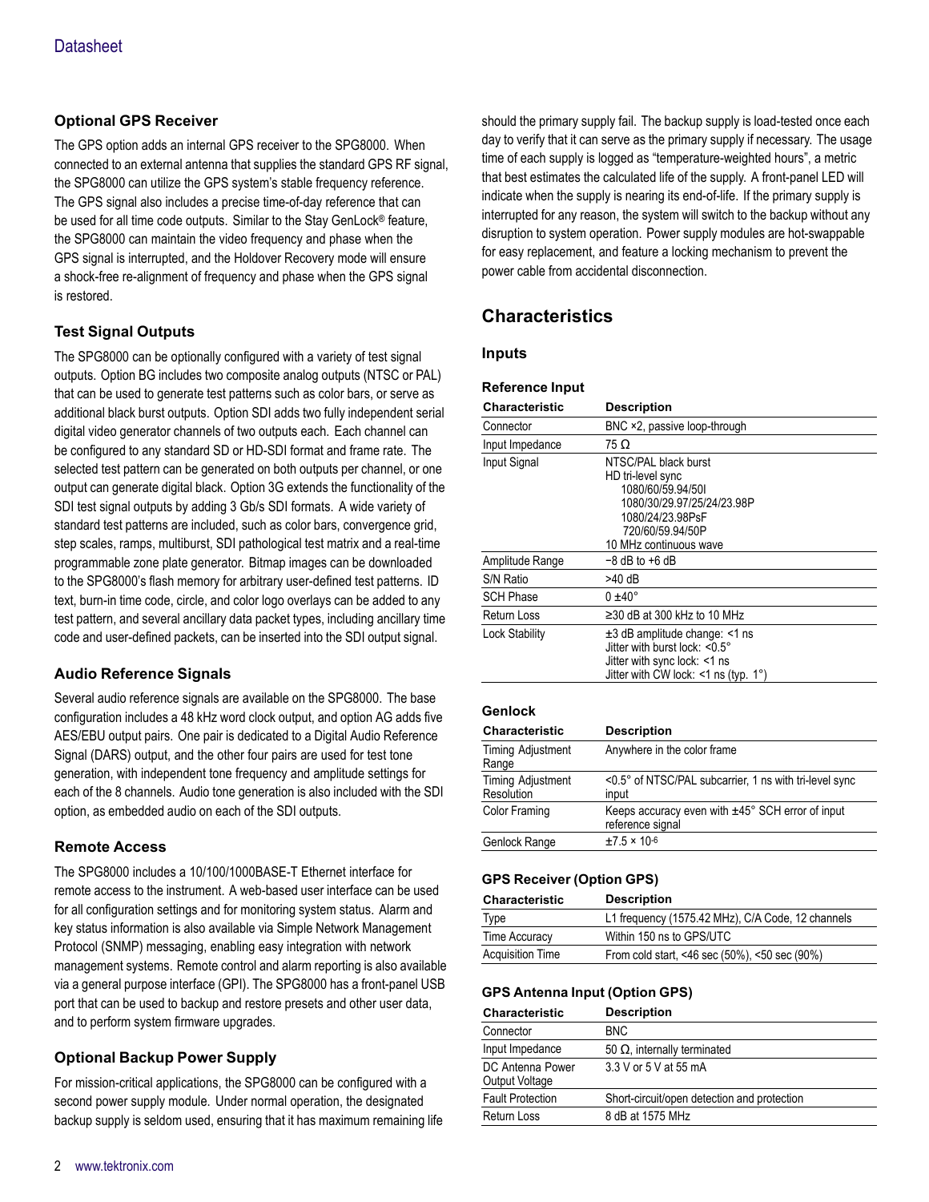### Optional GPS Receiver

The GPS option adds an internal GPS receiver to the SPG8000. When connected to an external antenna that supplies the standard GPS RF signal, the SPG8000 can utilize the GPS system's stable frequency reference. The GPS signal also includes a precise time-of-day reference that can be used for all time code outputs. Similar to the Stay GenLock® feature, the SPG8000 can maintain the video frequency and phase when the GPS signal is interrupted, and the Holdover Recovery mode will ensure a shock-free re-alignment of frequency and phase when the GPS signal is restored.

### Test Signal Outputs

The SPG8000 can be optionally configured with a variety of test signal outputs. Option BG includes two composite analog outputs (NTSC or PAL) that can be used to generate test patterns such as color bars, or serve as additional black burst outputs. Option SDI adds two fully independent serial digital video generator channels of two outputs each. Each channel can be configured to any standard SD or HD-SDI format and frame rate. The selected test pattern can be generated on both outputs per channel, or one output can generate digital black. Option 3G extends the functionality of the SDI test signal outputs by adding 3 Gb/s SDI formats. A wide variety of standard test patterns are included, such as color bars, convergence grid, step scales, ramps, multiburst, SDI pathological test matrix and a real-time programmable zone plate generator. Bitmap images can be downloaded to the SPG8000's flash memory for arbitrary user-defined test patterns. ID text, burn-in time code, circle, and color logo overlays can be added to any test pattern, and several ancillary data packet types, including ancillary time code and user-defined packets, can be inserted into the SDI output signal.

### Audio Reference Signals

Several audio reference signals are available on the SPG8000. The base configuration includes a 48 kHz word clock output, and option AG adds five AES/EBU output pairs. One pair is dedicated to a Digital Audio Reference Signal (DARS) output, and the other four pairs are used for test tone generation, with independent tone frequency and amplitude settings for each of the 8 channels. Audio tone generation is also included with the SDI option, as embedded audio on each of the SDI outputs.

### Remote Access

The SPG8000 includes a 10/100/1000BASE-T Ethernet interface for remote access to the instrument. A web-based user interface can be used for all configuration settings and for monitoring system status. Alarm and key status information is also available via Simple Network Management Protocol (SNMP) messaging, enabling easy integration with network management systems. Remote control and alarm reporting is also available via a general purpose interface (GPI). The SPG8000 has a front-panel USB port that can be used to backup and restore presets and other user data, and to perform system firmware upgrades.

### Optional Backup Power Supply

For mission-critical applications, the SPG8000 can be configured with a second power supply module. Under normal operation, the designated backup supply is seldom used, ensuring that it has maximum remaining life should the primary supply fail. The backup supply is load-tested once each day to verify that it can serve as the primary supply if necessary. The usage time of each supply is logged as "temperature-weighted hours", a metric that best estimates the calculated life of the supply. A front-panel LED will indicate when the supply is nearing its end-of-life. If the primary supply is interrupted for any reason, the system will switch to the backup without any disruption to system operation. Power supply modules are hot-swappable for easy replacement, and feature a locking mechanism to prevent the power cable from accidental disconnection.

## Characteristics

### Inputs

#### Reference Input

| Characteristic | Description |
|---|---|
| Connector | BNC ×2, passive loop-through |
| Input Impedance | 75 Ω |
| Input Signal | NTSC/PAL black burst<br>HD tri-level sync<br>1080/60/59.94/50I<br>1080/30/29.97/25/24/23.98P<br>1080/24/23.98PsF<br>720/60/59.94/50P<br>10 MHz continuous wave |
| Amplitude Range | −8 dB to +6 dB |
| S/N Ratio | >40 dB |
| SCH Phase | 0 ±40° |
| Return Loss | ≥30 dB at 300 kHz to 10 MHz |
| Lock Stability | ±3 dB amplitude change: <1 ns<br>Jitter with burst lock: <0.5°<br>Jitter with sync lock: <1 ns<br>Jitter with CW lock: <1 ns (typ. 1°) |

#### Genlock

| Characteristic | Description |
|---|---|
| Timing Adjustment Range | Anywhere in the color frame |
| Timing Adjustment Resolution | <0.5° of NTSC/PAL subcarrier, 1 ns with tri-level sync input |
| Color Framing | Keeps accuracy even with ±45° SCH error of input reference signal |
| Genlock Range | $\pm 7.5 \times 10^{-6}$ |

#### GPS Receiver (Option GPS)

| Characteristic | Description |
|---|---|
| Type | L1 frequency (1575.42 MHz), C/A Code, 12 channels |
| Time Accuracy | Within 150 ns to GPS/UTC |
| Acquisition Time | From cold start, <46 sec (50%), <50 sec (90%) |

#### GPS Antenna Input (Option GPS)

| Characteristic | Description |
|---|---|
| Connector | BNC |
| Input Impedance | 50 Ω, internally terminated |
| DC Antenna Power Output Voltage | 3.3 V or 5 V at 55 mA |
| Fault Protection | Short-circuit/open detection and protection |
| Return Loss | 8 dB at 1575 MHz |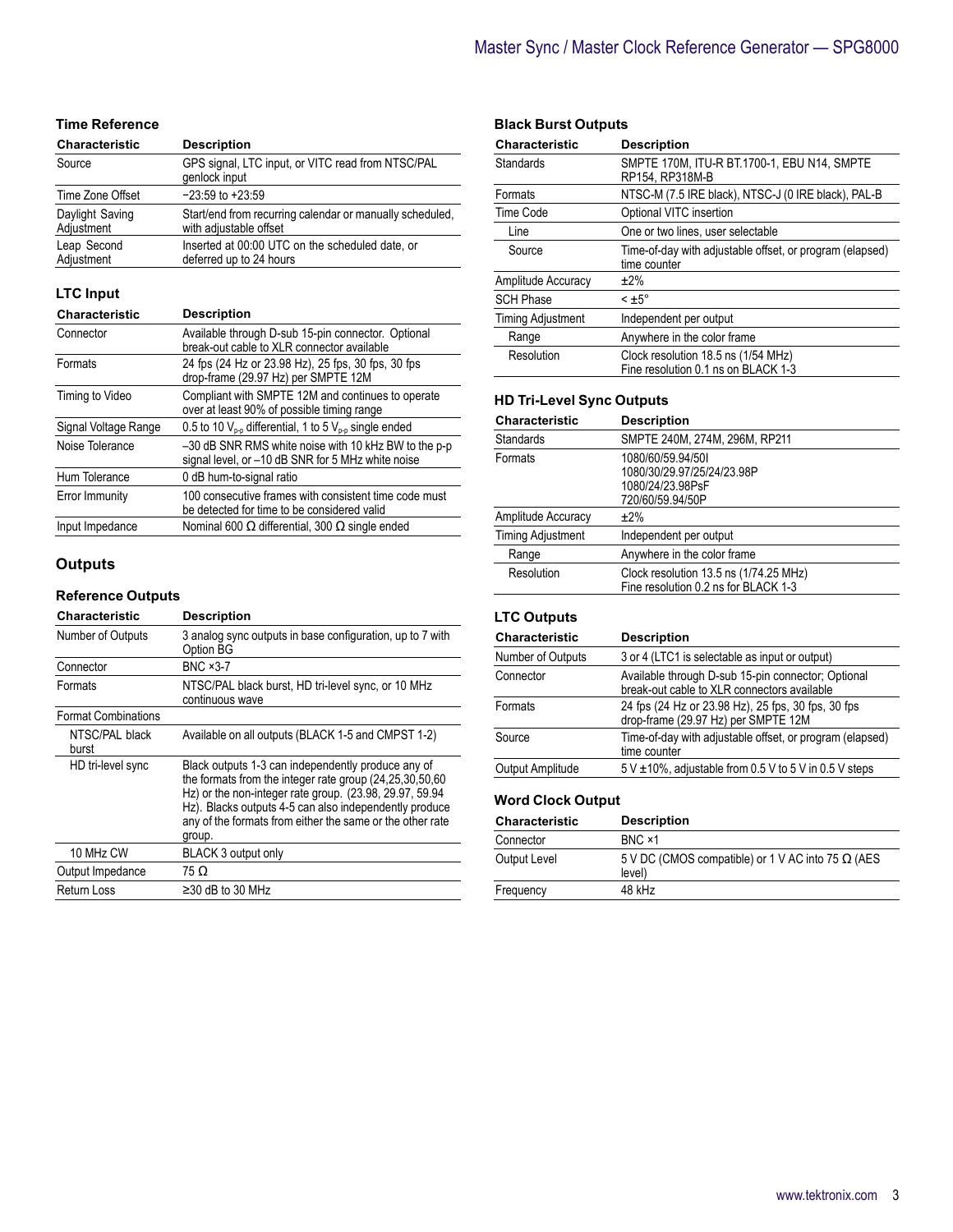### Time Reference

| Characteristic | Description |
| --- | --- |
| Source | GPS signal, LTC input, or VITC read from NTSC/PAL genlock input |
| Time Zone Offset | −23:59 to +23:59 |
| Daylight Saving Adjustment | Start/end from recurring calendar or manually scheduled, with adjustable offset |
| Leap Second Adjustment | Inserted at 00:00 UTC on the scheduled date, or deferred up to 24 hours |

### LTC Input

| Characteristic | Description |
| --- | --- |
| Connector | Available through D-sub 15-pin connector. Optional break-out cable to XLR connector available |
| Formats | 24 fps (24 Hz or 23.98 Hz), 25 fps, 30 fps, 30 fps drop-frame (29.97 Hz) per SMPTE 12M |
| Timing to Video | Compliant with SMPTE 12M and continues to operate over at least 90% of possible timing range |
| Signal Voltage Range | 0.5 to 10 $V_{p-p}$ differential, 1 to 5 $V_{p-p}$ single ended |
| Noise Tolerance | –30 dB SNR RMS white noise with 10 kHz BW to the p-p signal level, or –10 dB SNR for 5 MHz white noise |
| Hum Tolerance | 0 dB hum-to-signal ratio |
| Error Immunity | 100 consecutive frames with consistent time code must be detected for time to be considered valid |
| Input Impedance | Nominal 600 Ω differential, 300 Ω single ended |

## Outputs

### Reference Outputs

| Characteristic | Description |
| --- | --- |
| Number of Outputs | 3 analog sync outputs in base configuration, up to 7 with Option BG |
| Connector | BNC ×3-7 |
| Formats | NTSC/PAL black burst, HD tri-level sync, or 10 MHz continuous wave |
| Format Combinations | |
| NTSC/PAL black burst | Available on all outputs (BLACK 1-5 and CMPST 1-2) |
| HD tri-level sync | Black outputs 1-3 can independently produce any of the formats from the integer rate group (24,25,30,50,60 Hz) or the non-integer rate group. (23.98, 29.97, 59.94 Hz). Blacks outputs 4-5 can also independently produce any of the formats from either the same or the other rate group. |
| 10 MHz CW | BLACK 3 output only |
| Output Impedance | 75 Ω |
| Return Loss | ≥30 dB to 30 MHz |

### Black Burst Outputs

| Characteristic | Description |
| --- | --- |
| Standards | SMPTE 170M, ITU-R BT.1700-1, EBU N14, SMPTE RP154, RP318M-B |
| Formats | NTSC-M (7.5 IRE black), NTSC-J (0 IRE black), PAL-B |
| Time Code | Optional VITC insertion |
| Line | One or two lines, user selectable |
| Source | Time-of-day with adjustable offset, or program (elapsed) time counter |
| Amplitude Accuracy | ±2% |
| SCH Phase | < ±5° |
| Timing Adjustment | Independent per output |
| Range | Anywhere in the color frame |
| Resolution | Clock resolution 18.5 ns (1/54 MHz) Fine resolution 0.1 ns on BLACK 1-3 |

### HD Tri-Level Sync Outputs

| Characteristic | Description |
| --- | --- |
| Standards | SMPTE 240M, 274M, 296M, RP211 |
| Formats | 1080/60/59.94/50I 1080/30/29.97/25/24/23.98P 1080/24/23.98PsF 720/60/59.94/50P |
| Amplitude Accuracy | ±2% |
| Timing Adjustment | Independent per output |
| Range | Anywhere in the color frame |
| Resolution | Clock resolution 13.5 ns (1/74.25 MHz) Fine resolution 0.2 ns for BLACK 1-3 |

### LTC Outputs

| Characteristic | Description |
| --- | --- |
| Number of Outputs | 3 or 4 (LTC1 is selectable as input or output) |
| Connector | Available through D-sub 15-pin connector; Optional break-out cable to XLR connectors available |
| Formats | 24 fps (24 Hz or 23.98 Hz), 25 fps, 30 fps, 30 fps drop-frame (29.97 Hz) per SMPTE 12M |
| Source | Time-of-day with adjustable offset, or program (elapsed) time counter |
| Output Amplitude | 5 V ±10%, adjustable from 0.5 V to 5 V in 0.5 V steps |

### Word Clock Output

| Characteristic | Description |
| --- | --- |
| Connector | BNC ×1 |
| Output Level | 5 V DC (CMOS compatible) or 1 V AC into 75 Ω (AES level) |
| Frequency | 48 kHz |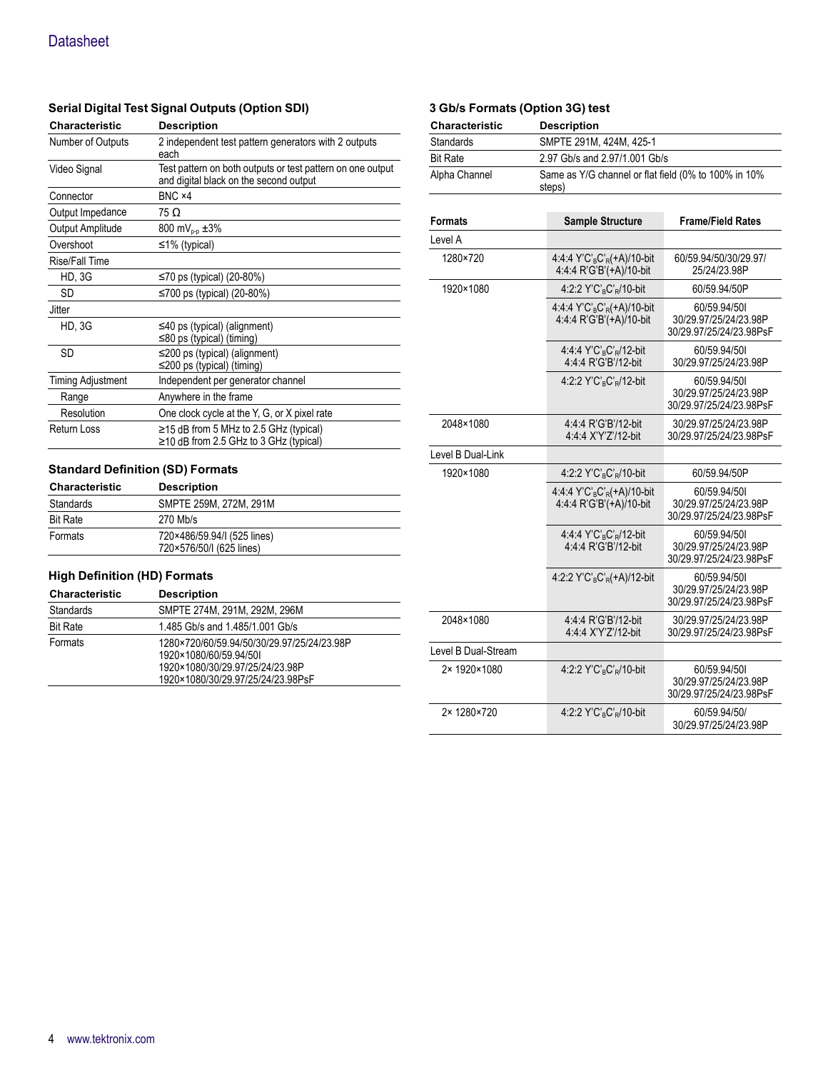### Serial Digital Test Signal Outputs (Option SDI)

| Characteristic | Description |
|---|---|
| Number of Outputs | 2 independent test pattern generators with 2 outputs each |
| Video Signal | Test pattern on both outputs or test pattern on one output and digital black on the second output |
| Connector | BNC ×4 |
| Output Impedance | 75 Ω |
| Output Amplitude | 800 $mV_{p-p}$ ±3% |
| Overshoot | ≤1% (typical) |
| Rise/Fall Time | |
| HD, 3G | ≤70 ps (typical) (20-80%) |
| SD | ≤700 ps (typical) (20-80%) |
| Jitter | |
| HD, 3G | ≤40 ps (typical) (alignment)<br>≤80 ps (typical) (timing) |
| SD | ≤200 ps (typical) (alignment)<br>≤200 ps (typical) (timing) |
| Timing Adjustment | Independent per generator channel |
| Range | Anywhere in the frame |
| Resolution | One clock cycle at the Y, G, or X pixel rate |
| Return Loss | ≥15 dB from 5 MHz to 2.5 GHz (typical)<br>≥10 dB from 2.5 GHz to 3 GHz (typical) |

### Standard Definition (SD) Formats

| Characteristic | Description |
|---|---|
| Standards | SMPTE 259M, 272M, 291M |
| Bit Rate | 270 Mb/s |
| Formats | 720×486/59.94/I (525 lines)<br>720×576/50/I (625 lines) |

### High Definition (HD) Formats

| Characteristic | Description |
|---|---|
| Standards | SMPTE 274M, 291M, 292M, 296M |
| Bit Rate | 1.485 Gb/s and 1.485/1.001 Gb/s |
| Formats | 1280×720/60/59.94/50/30/29.97/25/24/23.98P<br>1920×1080/60/59.94/50I<br>1920×1080/30/29.97/25/24/23.98P<br>1920×1080/30/29.97/25/24/23.98PsF |

### 3 Gb/s Formats (Option 3G) test

| Characteristic | Description |
|---|---|
| Standards | SMPTE 291M, 424M, 425-1 |
| Bit Rate | 2.97 Gb/s and 2.97/1.001 Gb/s |
| Alpha Channel | Same as Y/G channel or flat field (0% to 100% in 10% steps) |

| Formats | Sample Structure | Frame/Field Rates |
|---|---|---|
| Level A | | |
| 1280×720 | 4:4:4 $Y'C'_BC'_R$(+A)/10-bit<br>4:4:4 R'G'B'(+A)/10-bit | 60/59.94/50/30/29.97/25/24/23.98P |
| 1920×1080 | 4:2:2 $Y'C'_BC'_R$/10-bit | 60/59.94/50P |
| | 4:4:4 $Y'C'_BC'_R$(+A)/10-bit<br>4:4:4 R'G'B'(+A)/10-bit | 60/59.94/50I<br>30/29.97/25/24/23.98P<br>30/29.97/25/24/23.98PsF |
| | 4:4:4 $Y'C'_BC'_R$/12-bit<br>4:4:4 R'G'B'/12-bit | 60/59.94/50I<br>30/29.97/25/24/23.98P |
| | 4:2:2 $Y'C'_BC'_R$/12-bit | 60/59.94/50I<br>30/29.97/25/24/23.98P<br>30/29.97/25/24/23.98PsF |
| 2048×1080 | 4:4:4 R'G'B'/12-bit<br>4:4:4 X'Y'Z'/12-bit | 30/29.97/25/24/23.98P<br>30/29.97/25/24/23.98PsF |
| Level B Dual-Link | | |
| 1920×1080 | 4:2:2 $Y'C'_BC'_R$/10-bit | 60/59.94/50P |
| | 4:4:4 $Y'C'_BC'_R$(+A)/10-bit<br>4:4:4 R'G'B'(+A)/10-bit | 60/59.94/50I<br>30/29.97/25/24/23.98P<br>30/29.97/25/24/23.98PsF |
| | 4:4:4 $Y'C'_BC'_R$/12-bit<br>4:4:4 R'G'B'/12-bit | 60/59.94/50I<br>30/29.97/25/24/23.98P<br>30/29.97/25/24/23.98PsF |
| | 4:2:2 $Y'C'_BC'_R$(+A)/12-bit | 60/59.94/50I<br>30/29.97/25/24/23.98P<br>30/29.97/25/24/23.98PsF |
| 2048×1080 | 4:4:4 R'G'B'/12-bit<br>4:4:4 X'Y'Z'/12-bit | 30/29.97/25/24/23.98P<br>30/29.97/25/24/23.98PsF |
| Level B Dual-Stream | | |
| 2× 1920×1080 | 4:2:2 $Y'C'_BC'_R$/10-bit | 60/59.94/50I<br>30/29.97/25/24/23.98P<br>30/29.97/25/24/23.98PsF |
| 2× 1280×720 | 4:2:2 $Y'C'_BC'_R$/10-bit | 60/59.94/50/<br>30/29.97/25/24/23.98P |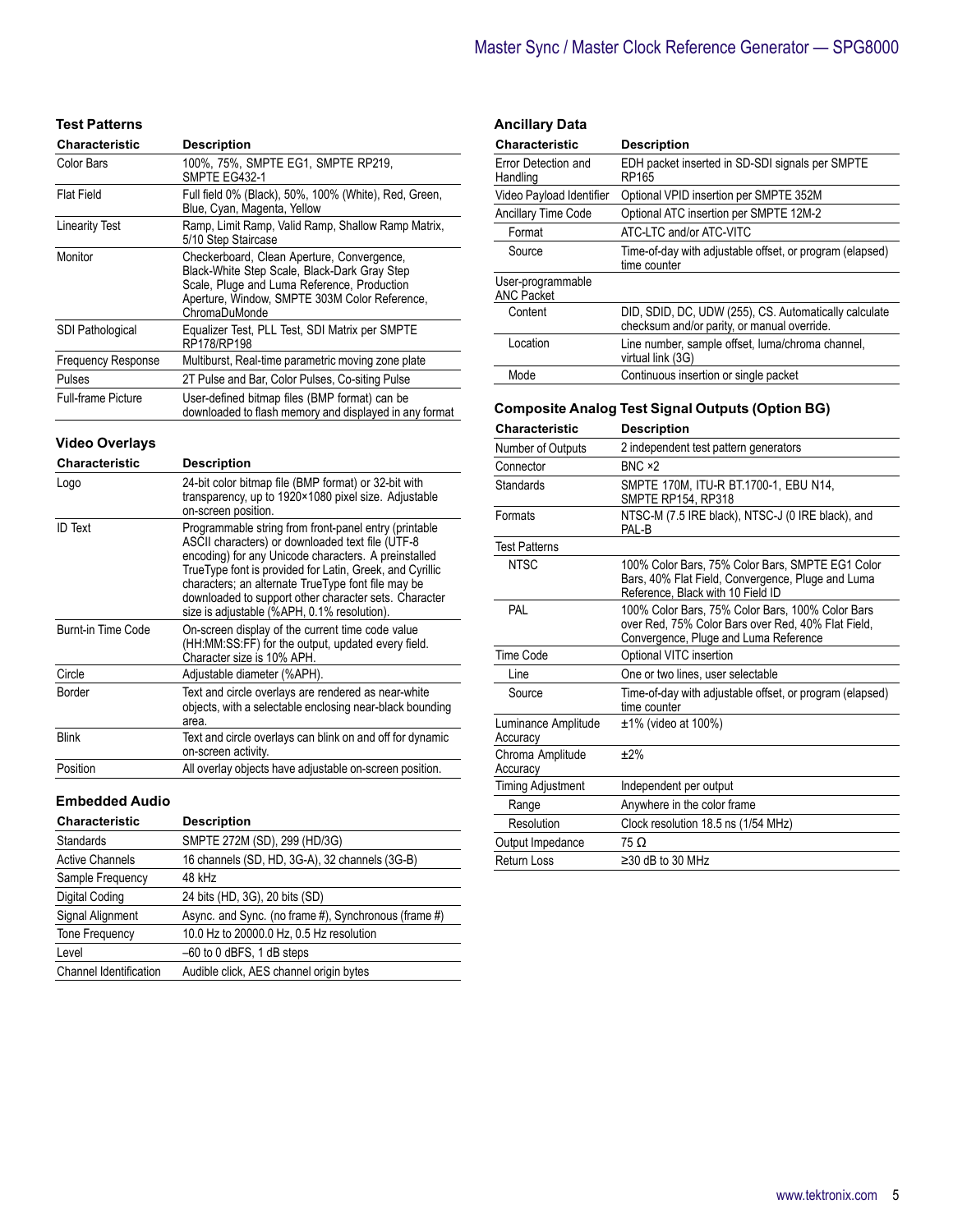## Test Patterns

| Characteristic | Description |
|---|---|
| Color Bars | 100%, 75%, SMPTE EG1, SMPTE RP219, SMPTE EG432-1 |
| Flat Field | Full field 0% (Black), 50%, 100% (White), Red, Green, Blue, Cyan, Magenta, Yellow |
| Linearity Test | Ramp, Limit Ramp, Valid Ramp, Shallow Ramp Matrix, 5/10 Step Staircase |
| Monitor | Checkerboard, Clean Aperture, Convergence, Black-White Step Scale, Black-Dark Gray Step Scale, Pluge and Luma Reference, Production Aperture, Window, SMPTE 303M Color Reference, ChromaDuMonde |
| SDI Pathological | Equalizer Test, PLL Test, SDI Matrix per SMPTE RP178/RP198 |
| Frequency Response | Multiburst, Real-time parametric moving zone plate |
| Pulses | 2T Pulse and Bar, Color Pulses, Co-siting Pulse |
| Full-frame Picture | User-defined bitmap files (BMP format) can be downloaded to flash memory and displayed in any format |

## Video Overlays

| Characteristic | Description |
|---|---|
| Logo | 24-bit color bitmap file (BMP format) or 32-bit with transparency, up to 1920×1080 pixel size. Adjustable on-screen position. |
| ID Text | Programmable string from front-panel entry (printable ASCII characters) or downloaded text file (UTF-8 encoding) for any Unicode characters. A preinstalled TrueType font is provided for Latin, Greek, and Cyrillic characters; an alternate TrueType font file may be downloaded to support other character sets. Character size is adjustable (%APH, 0.1% resolution). |
| Burnt-in Time Code | On-screen display of the current time code value (HH:MM:SS:FF) for the output, updated every field. Character size is 10% APH. |
| Circle | Adjustable diameter (%APH). |
| Border | Text and circle overlays are rendered as near-white objects, with a selectable enclosing near-black bounding area. |
| Blink | Text and circle overlays can blink on and off for dynamic on-screen activity. |
| Position | All overlay objects have adjustable on-screen position. |

## Embedded Audio

| Characteristic | Description |
|---|---|
| Standards | SMPTE 272M (SD), 299 (HD/3G) |
| Active Channels | 16 channels (SD, HD, 3G-A), 32 channels (3G-B) |
| Sample Frequency | 48 kHz |
| Digital Coding | 24 bits (HD, 3G), 20 bits (SD) |
| Signal Alignment | Async. and Sync. (no frame #), Synchronous (frame #) |
| Tone Frequency | 10.0 Hz to 20000.0 Hz, 0.5 Hz resolution |
| Level | –60 to 0 dBFS, 1 dB steps |
| Channel Identification | Audible click, AES channel origin bytes |

## Ancillary Data

| Characteristic | Description |
|---|---|
| Error Detection and Handling | EDH packet inserted in SD-SDI signals per SMPTE RP165 |
| Video Payload Identifier | Optional VPID insertion per SMPTE 352M |
| Ancillary Time Code | Optional ATC insertion per SMPTE 12M-2 |
| Format | ATC-LTC and/or ATC-VITC |
| Source | Time-of-day with adjustable offset, or program (elapsed) time counter |
| User-programmable ANC Packet | |
| Content | DID, SDID, DC, UDW (255), CS. Automatically calculate checksum and/or parity, or manual override. |
| Location | Line number, sample offset, luma/chroma channel, virtual link (3G) |
| Mode | Continuous insertion or single packet |

## Composite Analog Test Signal Outputs (Option BG)

| Characteristic | Description |
|---|---|
| Number of Outputs | 2 independent test pattern generators |
| Connector | BNC ×2 |
| Standards | SMPTE 170M, ITU-R BT.1700-1, EBU N14, SMPTE RP154, RP318 |
| Formats | NTSC-M (7.5 IRE black), NTSC-J (0 IRE black), and PAL-B |
| Test Patterns | |
| NTSC | 100% Color Bars, 75% Color Bars, SMPTE EG1 Color Bars, 40% Flat Field, Convergence, Pluge and Luma Reference, Black with 10 Field ID |
| PAL | 100% Color Bars, 75% Color Bars, 100% Color Bars over Red, 75% Color Bars over Red, 40% Flat Field, Convergence, Pluge and Luma Reference |
| Time Code | Optional VITC insertion |
| Line | One or two lines, user selectable |
| Source | Time-of-day with adjustable offset, or program (elapsed) time counter |
| Luminance Amplitude Accuracy | ±1% (video at 100%) |
| Chroma Amplitude Accuracy | ±2% |
| Timing Adjustment | Independent per output |
| Range | Anywhere in the color frame |
| Resolution | Clock resolution 18.5 ns (1/54 MHz) |
| Output Impedance | 75 Ω |
| Return Loss | ≥30 dB to 30 MHz |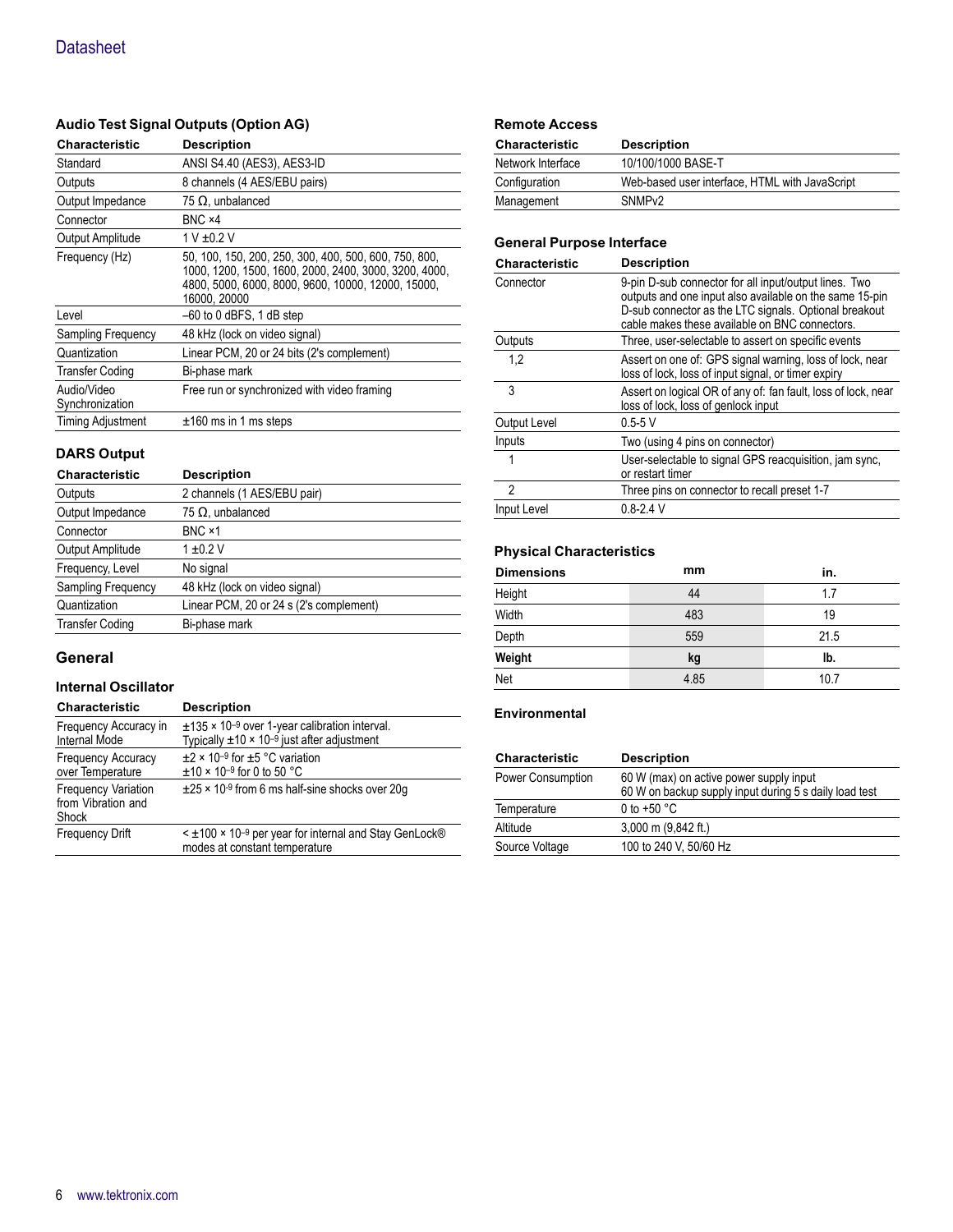### Audio Test Signal Outputs (Option AG)

| Characteristic | Description |
|---|---|
| Standard | ANSI S4.40 (AES3), AES3-ID |
| Outputs | 8 channels (4 AES/EBU pairs) |
| Output Impedance | 75 Ω, unbalanced |
| Connector | BNC ×4 |
| Output Amplitude | 1 V ±0.2 V |
| Frequency (Hz) | 50, 100, 150, 200, 250, 300, 400, 500, 600, 750, 800, 1000, 1200, 1500, 1600, 2000, 2400, 3000, 3200, 4000, 4800, 5000, 6000, 8000, 9600, 10000, 12000, 15000, 16000, 20000 |
| Level | –60 to 0 dBFS, 1 dB step |
| Sampling Frequency | 48 kHz (lock on video signal) |
| Quantization | Linear PCM, 20 or 24 bits (2's complement) |
| Transfer Coding | Bi-phase mark |
| Audio/Video Synchronization | Free run or synchronized with video framing |
| Timing Adjustment | ±160 ms in 1 ms steps |

### DARS Output

| Characteristic | Description |
|---|---|
| Outputs | 2 channels (1 AES/EBU pair) |
| Output Impedance | 75 Ω, unbalanced |
| Connector | BNC ×1 |
| Output Amplitude | 1 ±0.2 V |
| Frequency, Level | No signal |
| Sampling Frequency | 48 kHz (lock on video signal) |
| Quantization | Linear PCM, 20 or 24 s (2's complement) |
| Transfer Coding | Bi-phase mark |

## General

### Internal Oscillator

| Characteristic | Description |
|---|---|
| Frequency Accuracy in Internal Mode | $\pm 135 \times 10^{-9}$ over 1-year calibration interval. Typically $\pm 10 \times 10^{-9}$ just after adjustment |
| Frequency Accuracy over Temperature | $\pm 2 \times 10^{-9}$ for ±5 °C variation<br>$\pm 10 \times 10^{-9}$ for 0 to 50 °C |
| Frequency Variation from Vibration and Shock | $\pm 25 \times 10^{-9}$ from 6 ms half-sine shocks over 20g |
| Frequency Drift | $< \pm 100 \times 10^{-9}$ per year for internal and Stay GenLock® modes at constant temperature |

### Remote Access

| Characteristic | Description |
|---|---|
| Network Interface | 10/100/1000 BASE-T |
| Configuration | Web-based user interface, HTML with JavaScript |
| Management | SNMPv2 |

### General Purpose Interface

| Characteristic | Description |
|---|---|
| Connector | 9-pin D-sub connector for all input/output lines. Two outputs and one input also available on the same 15-pin D-sub connector as the LTC signals. Optional breakout cable makes these available on BNC connectors. |
| Outputs | Three, user-selectable to assert on specific events |
| 1,2 | Assert on one of: GPS signal warning, loss of lock, near loss of lock, loss of input signal, or timer expiry |
| 3 | Assert on logical OR of any of: fan fault, loss of lock, near loss of lock, loss of genlock input |
| Output Level | 0.5-5 V |
| Inputs | Two (using 4 pins on connector) |
| 1 | User-selectable to signal GPS reacquisition, jam sync, or restart timer |
| 2 | Three pins on connector to recall preset 1-7 |
| Input Level | 0.8-2.4 V |

### Physical Characteristics

| Dimensions | mm | in. |
|---|---|---|
| Height | 44 | 1.7 |
| Width | 483 | 19 |
| Depth | 559 | 21.5 |
| **Weight** | **kg** | **lb.** |
| Net | 4.85 | 10.7 |

### Environmental

| Characteristic | Description |
|---|---|
| Power Consumption | 60 W (max) on active power supply input<br>60 W on backup supply input during 5 s daily load test |
| Temperature | 0 to +50 °C |
| Altitude | 3,000 m (9,842 ft.) |
| Source Voltage | 100 to 240 V, 50/60 Hz |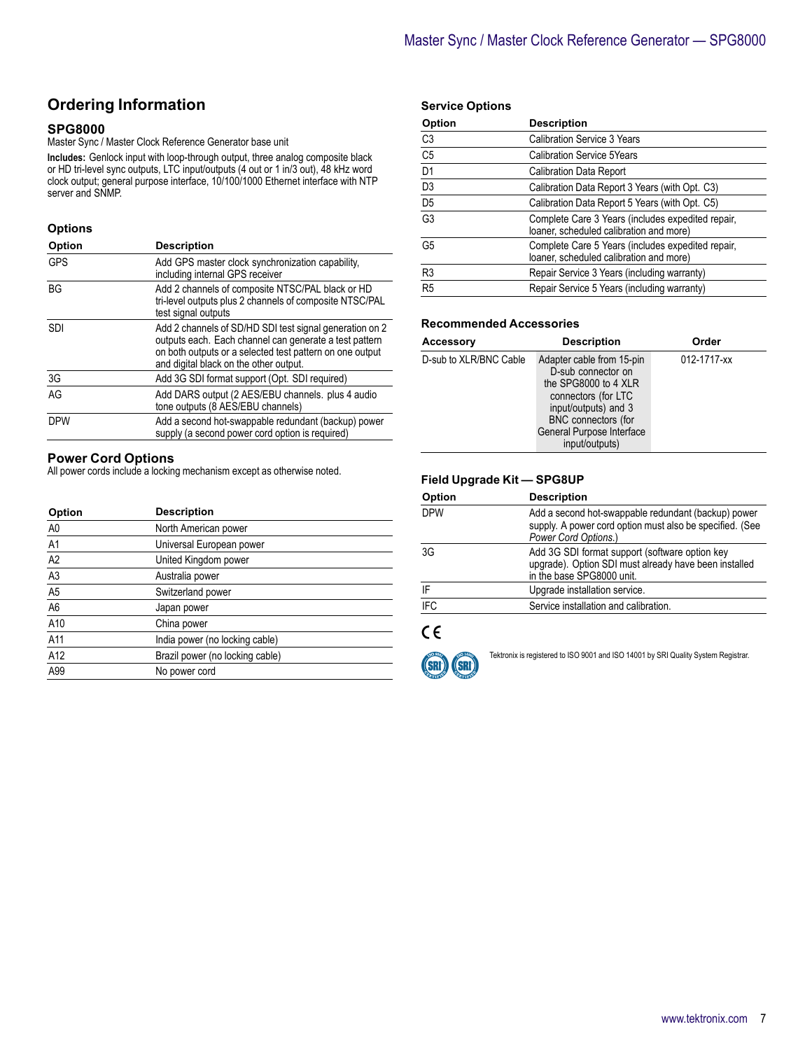## Ordering Information

### SPG8000

Master Sync / Master Clock Reference Generator base unit

**Includes:** Genlock input with loop-through output, three analog composite black or HD tri-level sync outputs, LTC input/outputs (4 out or 1 in/3 out), 48 kHz word clock output; general purpose interface, 10/100/1000 Ethernet interface with NTP server and SNMP.

### Options

| Option | Description |
|---|---|
| GPS | Add GPS master clock synchronization capability, including internal GPS receiver |
| BG | Add 2 channels of composite NTSC/PAL black or HD tri-level outputs plus 2 channels of composite NTSC/PAL test signal outputs |
| SDI | Add 2 channels of SD/HD SDI test signal generation on 2 outputs each. Each channel can generate a test pattern on both outputs or a selected test pattern on one output and digital black on the other output. |
| 3G | Add 3G SDI format support (Opt. SDI required) |
| AG | Add DARS output (2 AES/EBU channels. plus 4 audio tone outputs (8 AES/EBU channels) |
| DPW | Add a second hot-swappable redundant (backup) power supply (a second power cord option is required) |

### Power Cord Options

All power cords include a locking mechanism except as otherwise noted.

| Option | Description |
|---|---|
| A0 | North American power |
| A1 | Universal European power |
| A2 | United Kingdom power |
| A3 | Australia power |
| A5 | Switzerland power |
| A6 | Japan power |
| A10 | China power |
| A11 | India power (no locking cable) |
| A12 | Brazil power (no locking cable) |
| A99 | No power cord |

### Service Options

| Option | Description |
|---|---|
| C3 | Calibration Service 3 Years |
| C5 | Calibration Service 5Years |
| D1 | Calibration Data Report |
| D3 | Calibration Data Report 3 Years (with Opt. C3) |
| D5 | Calibration Data Report 5 Years (with Opt. C5) |
| G3 | Complete Care 3 Years (includes expedited repair, loaner, scheduled calibration and more) |
| G5 | Complete Care 5 Years (includes expedited repair, loaner, scheduled calibration and more) |
| R3 | Repair Service 3 Years (including warranty) |
| R5 | Repair Service 5 Years (including warranty) |

### Recommended Accessories

| Accessory | Description | Order |
|---|---|---|
| D-sub to XLR/BNC Cable | Adapter cable from 15-pin D-sub connector on the SPG8000 to 4 XLR connectors (for LTC input/outputs) and 3 BNC connectors (for General Purpose Interface input/outputs) | 012-1717-xx |

### Field Upgrade Kit — SPG8UP

| Option | Description |
|---|---|
| DPW | Add a second hot-swappable redundant (backup) power supply. A power cord option must also be specified. (See *Power Cord Options.*) |
| 3G | Add 3G SDI format support (software option key upgrade). Option SDI must already have been installed in the base SPG8000 unit. |
| IF | Upgrade installation service. |
| IFC | Service installation and calibration. |

CE

Tektronix is registered to ISO 9001 and ISO 14001 by SRI Quality System Registrar.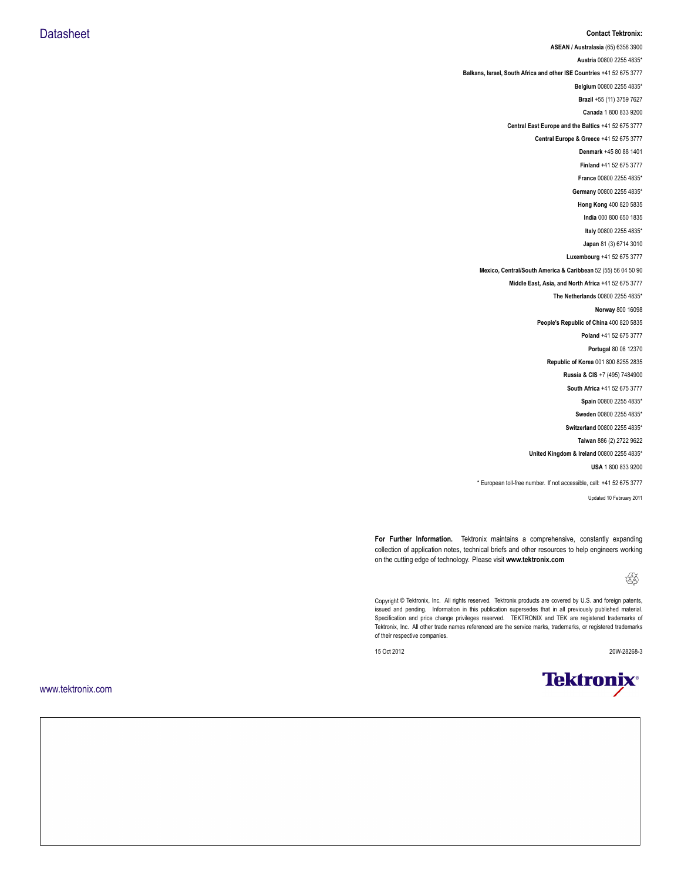**Contact Tektronix:**

**ASEAN / Australasia** (65) 6356 3900

**Austria** 00800 2255 4835*

**Balkans, Israel, South Africa and other ISE Countries** +41 52 675 3777

**Belgium** 00800 2255 4835*

**Brazil** +55 (11) 3759 7627

**Canada** 1 800 833 9200

**Central East Europe and the Baltics** +41 52 675 3777

**Central Europe & Greece** +41 52 675 3777

**Denmark** +45 80 88 1401

**Finland** +41 52 675 3777

**France** 00800 2255 4835*

**Germany** 00800 2255 4835*

**Hong Kong** 400 820 5835

**India** 000 800 650 1835

**Italy** 00800 2255 4835*

**Japan** 81 (3) 6714 3010

**Luxembourg** +41 52 675 3777

**Mexico, Central/South America & Caribbean** 52 (55) 56 04 50 90

**Middle East, Asia, and North Africa** +41 52 675 3777

**The Netherlands** 00800 2255 4835*

**Norway** 800 16098

**People's Republic of China** 400 820 5835

**Poland** +41 52 675 3777

**Portugal** 80 08 12370

**Republic of Korea** 001 800 8255 2835

**Russia & CIS** +7 (495) 7484900

**South Africa** +41 52 675 3777

**Spain** 00800 2255 4835*

**Sweden** 00800 2255 4835*

**Switzerland** 00800 2255 4835*

**Taiwan** 886 (2) 2722 9622

**United Kingdom & Ireland** 00800 2255 4835*

**USA** 1 800 833 9200

* European toll-free number. If not accessible, call: +41 52 675 3777

Updated 10 February 2011

**For Further Information.** Tektronix maintains a comprehensive, constantly expanding collection of application notes, technical briefs and other resources to help engineers working on the cutting edge of technology. Please visit **www.tektronix.com**

Copyright © Tektronix, Inc. All rights reserved. Tektronix products are covered by U.S. and foreign patents, issued and pending. Information in this publication supersedes that in all previously published material. Specification and price change privileges reserved. TEKTRONIX and TEK are registered trademarks of Tektronix, Inc. All other trade names referenced are the service marks, trademarks, or registered trademarks of their respective companies.

15 Oct 2012 20W-28268-3

www.tektronix.com